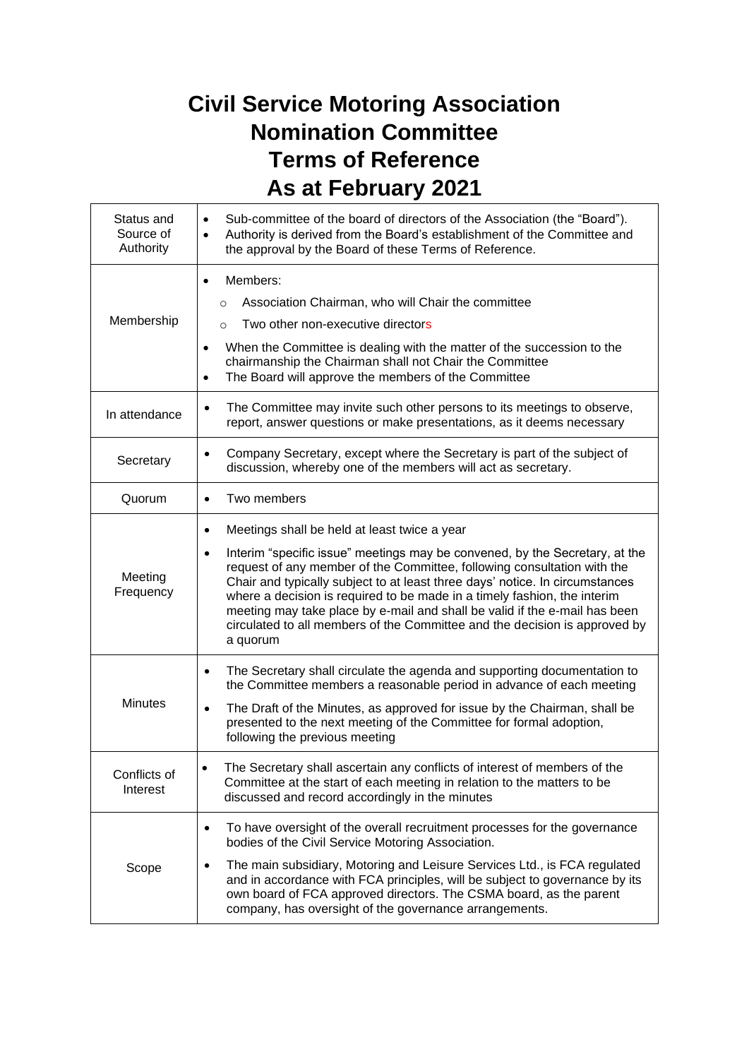# Civil Service Motoring Association
# Nomination Committee
# Terms of Reference
# As at February 2021

| | |
|---|---|
| Status and Source of Authority | • Sub-committee of the board of directors of the Association (the "Board").<br>• Authority is derived from the Board's establishment of the Committee and the approval by the Board of these Terms of Reference. |
| Membership | • Members:<br>  ○ Association Chairman, who will Chair the committee<br>  ○ Two other non-executive directors<br>• When the Committee is dealing with the matter of the succession to the chairmanship the Chairman shall not Chair the Committee<br>• The Board will approve the members of the Committee |
| In attendance | • The Committee may invite such other persons to its meetings to observe, report, answer questions or make presentations, as it deems necessary |
| Secretary | • Company Secretary, except where the Secretary is part of the subject of discussion, whereby one of the members will act as secretary. |
| Quorum | • Two members |
| Meeting Frequency | • Meetings shall be held at least twice a year<br>• Interim "specific issue" meetings may be convened, by the Secretary, at the request of any member of the Committee, following consultation with the Chair and typically subject to at least three days' notice. In circumstances where a decision is required to be made in a timely fashion, the interim meeting may take place by e-mail and shall be valid if the e-mail has been circulated to all members of the Committee and the decision is approved by a quorum |
| Minutes | • The Secretary shall circulate the agenda and supporting documentation to the Committee members a reasonable period in advance of each meeting<br>• The Draft of the Minutes, as approved for issue by the Chairman, shall be presented to the next meeting of the Committee for formal adoption, following the previous meeting |
| Conflicts of Interest | • The Secretary shall ascertain any conflicts of interest of members of the Committee at the start of each meeting in relation to the matters to be discussed and record accordingly in the minutes |
| Scope | • To have oversight of the overall recruitment processes for the governance bodies of the Civil Service Motoring Association.<br>• The main subsidiary, Motoring and Leisure Services Ltd., is FCA regulated and in accordance with FCA principles, will be subject to governance by its own board of FCA approved directors. The CSMA board, as the parent company, has oversight of the governance arrangements. |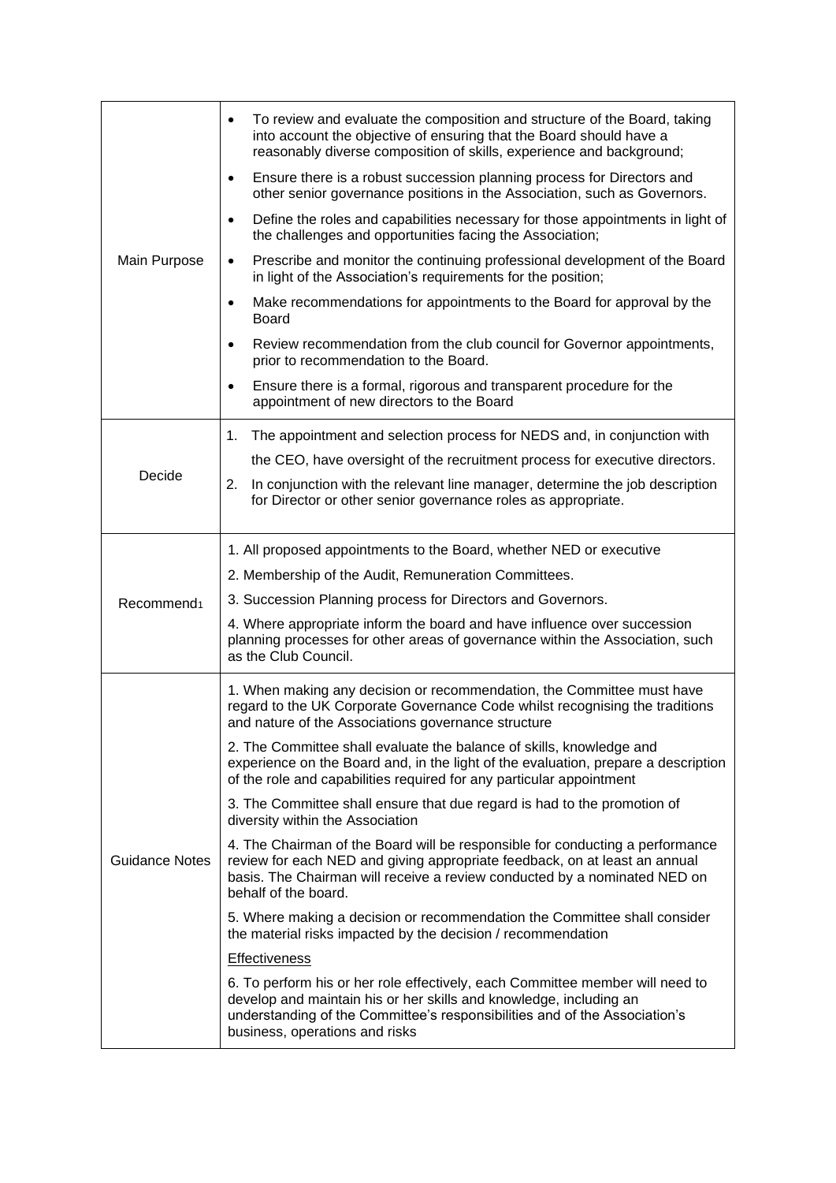| | |
|---|---|
| Main Purpose | • To review and evaluate the composition and structure of the Board, taking into account the objective of ensuring that the Board should have a reasonably diverse composition of skills, experience and background;<br>• Ensure there is a robust succession planning process for Directors and other senior governance positions in the Association, such as Governors.<br>• Define the roles and capabilities necessary for those appointments in light of the challenges and opportunities facing the Association;<br>• Prescribe and monitor the continuing professional development of the Board in light of the Association's requirements for the position;<br>• Make recommendations for appointments to the Board for approval by the Board<br>• Review recommendation from the club council for Governor appointments, prior to recommendation to the Board.<br>• Ensure there is a formal, rigorous and transparent procedure for the appointment of new directors to the Board |
| Decide | 1. The appointment and selection process for NEDS and, in conjunction with the CEO, have oversight of the recruitment process for executive directors.<br>2. In conjunction with the relevant line manager, determine the job description for Director or other senior governance roles as appropriate. |
| Recommend[1] | 1. All proposed appointments to the Board, whether NED or executive<br>2. Membership of the Audit, Remuneration Committees.<br>3. Succession Planning process for Directors and Governors.<br>4. Where appropriate inform the board and have influence over succession planning processes for other areas of governance within the Association, such as the Club Council. |
| Guidance Notes | 1. When making any decision or recommendation, the Committee must have regard to the UK Corporate Governance Code whilst recognising the traditions and nature of the Associations governance structure<br>2. The Committee shall evaluate the balance of skills, knowledge and experience on the Board and, in the light of the evaluation, prepare a description of the role and capabilities required for any particular appointment<br>3. The Committee shall ensure that due regard is had to the promotion of diversity within the Association<br>4. The Chairman of the Board will be responsible for conducting a performance review for each NED and giving appropriate feedback, on at least an annual basis. The Chairman will receive a review conducted by a nominated NED on behalf of the board.<br>5. Where making a decision or recommendation the Committee shall consider the material risks impacted by the decision / recommendation<br><u>Effectiveness</u><br>6. To perform his or her role effectively, each Committee member will need to develop and maintain his or her skills and knowledge, including an understanding of the Committee's responsibilities and of the Association's business, operations and risks |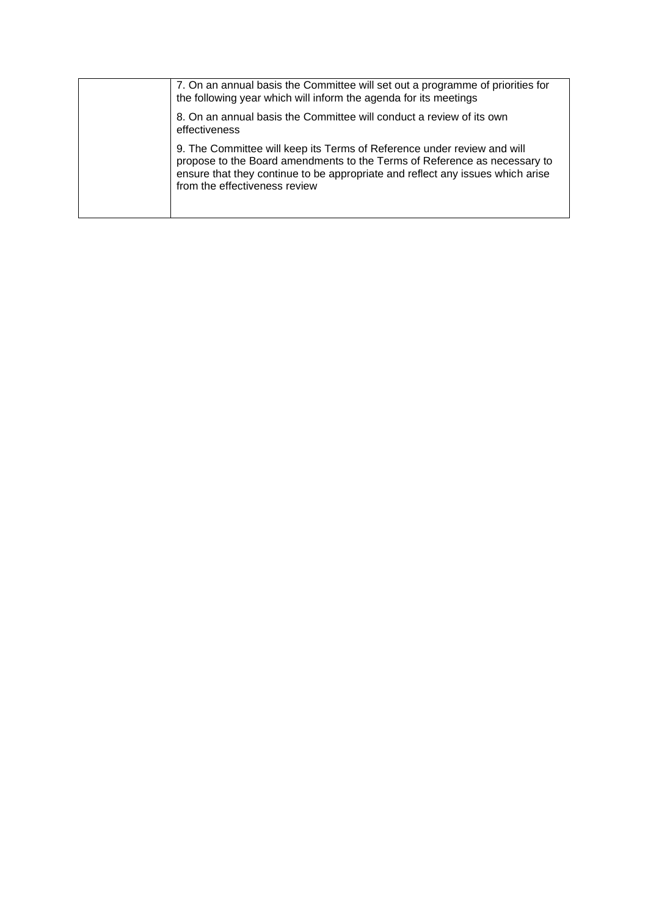| | |
|---|---|
| | 7. On an annual basis the Committee will set out a programme of priorities for the following year which will inform the agenda for its meetings<br><br>8. On an annual basis the Committee will conduct a review of its own effectiveness<br><br>9. The Committee will keep its Terms of Reference under review and will propose to the Board amendments to the Terms of Reference as necessary to ensure that they continue to be appropriate and reflect any issues which arise from the effectiveness review |